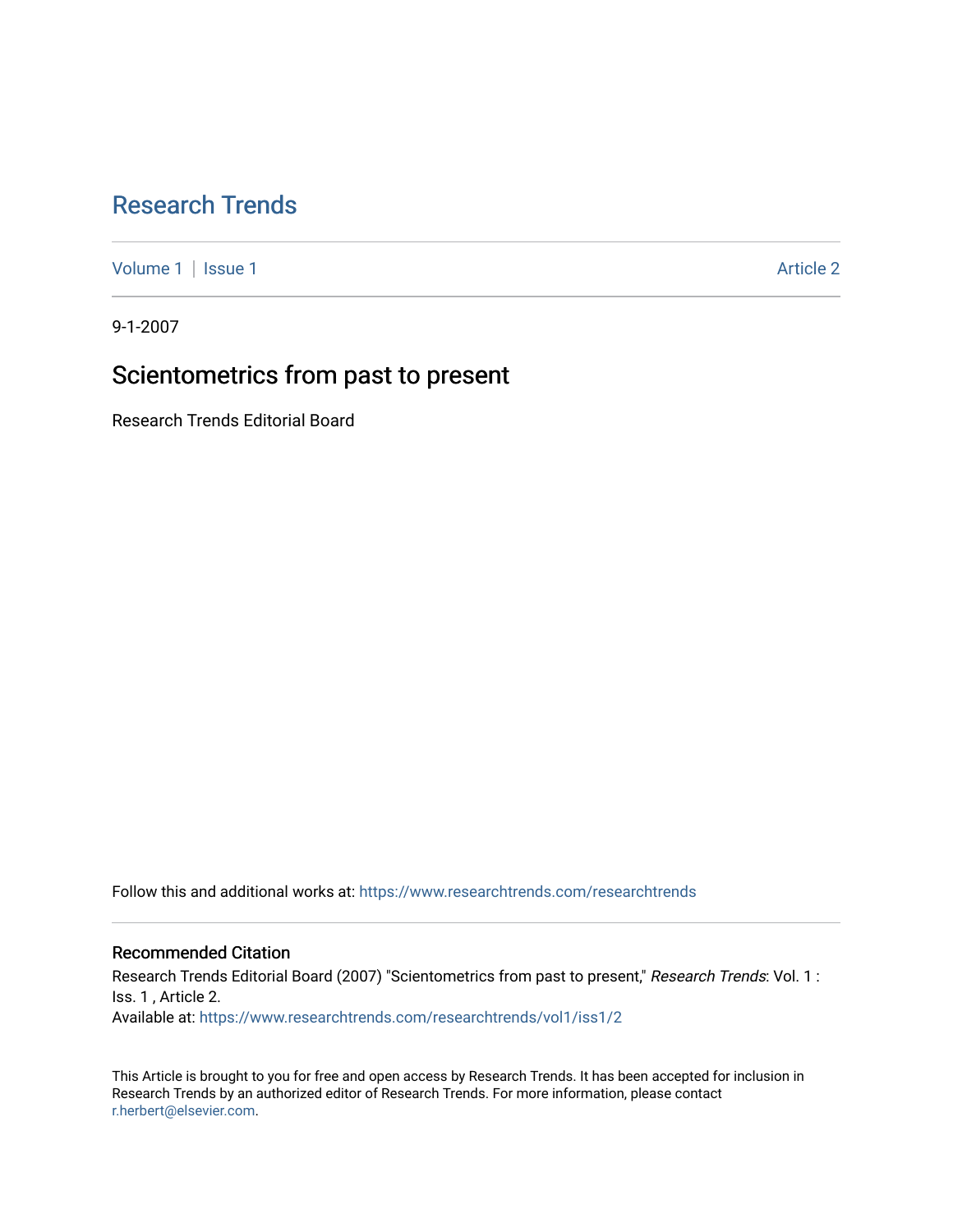# Research Trends

Volume 1 | Issue 1 Article 2

9-1-2007

## Scientometrics from past to present

Research Trends Editorial Board

Follow this and additional works at: https://www.researchtrends.com/researchtrends

### Recommended Citation

Research Trends Editorial Board (2007) "Scientometrics from past to present," *Research Trends*: Vol. 1 : Iss. 1 , Article 2.
Available at: https://www.researchtrends.com/researchtrends/vol1/iss1/2

This Article is brought to you for free and open access by Research Trends. It has been accepted for inclusion in Research Trends by an authorized editor of Research Trends. For more information, please contact r.herbert@elsevier.com.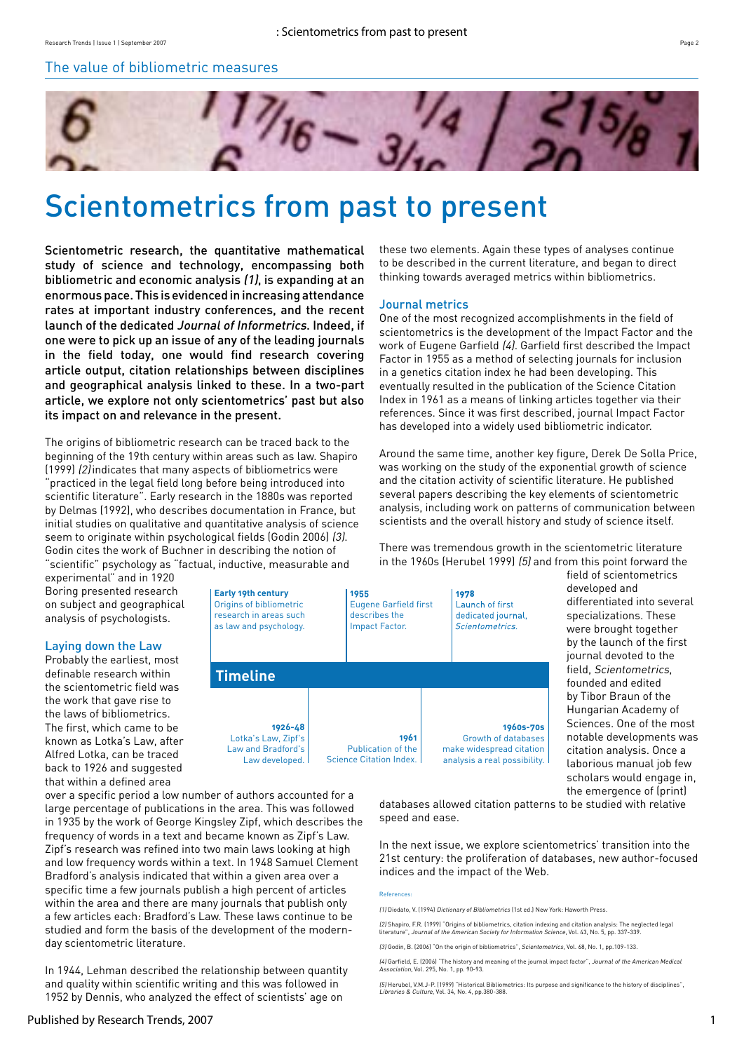## The value of bibliometric measures

# Scientometrics from past to present

**Scientometric research, the quantitative mathematical study of science and technology, encompassing both bibliometric and economic analysis *(1)*, is expanding at an enormous pace. This is evidenced in increasing attendance rates at important industry conferences, and the recent launch of the dedicated *Journal of Informetrics*. Indeed, if one were to pick up an issue of any of the leading journals in the field today, one would find research covering article output, citation relationships between disciplines and geographical analysis linked to these. In a two-part article, we explore not only scientometrics' past but also its impact on and relevance in the present.**

The origins of bibliometric research can be traced back to the beginning of the 19th century within areas such as law. Shapiro (1999) *(2)* indicates that many aspects of bibliometrics were "practiced in the legal field long before being introduced into scientific literature". Early research in the 1880s was reported by Delmas (1992), who describes documentation in France, but initial studies on qualitative and quantitative analysis of science seem to originate within psychological fields (Godin 2006) *(3)*. Godin cites the work of Buchner in describing the notion of "scientific" psychology as "factual, inductive, measurable and experimental" and in 1920 Boring presented research on subject and geographical analysis of psychologists.

### Laying down the Law

Probably the earliest, most definable research within the scientometric field was the work that gave rise to the laws of bibliometrics. The first, which came to be known as Lotka's Law, after Alfred Lotka, can be traced back to 1926 and suggested that within a defined area over a specific period a low number of authors accounted for a large percentage of publications in the area. This was followed in 1935 by the work of George Kingsley Zipf, which describes the frequency of words in a text and became known as Zipf's Law. Zipf's research was refined into two main laws looking at high and low frequency words within a text. In 1948 Samuel Clement Bradford's analysis indicated that within a given area over a specific time a few journals publish a high percent of articles within the area and there are many journals that publish only a few articles each: Bradford's Law. These laws continue to be studied and form the basis of the development of the modern-day scientometric literature.

In 1944, Lehman described the relationship between quantity and quality within scientific writing and this was followed in 1952 by Dennis, who analyzed the effect of scientists' age on these two elements. Again these types of analyses continue to be described in the current literature, and began to direct thinking towards averaged metrics within bibliometrics.

### Journal metrics

One of the most recognized accomplishments in the field of scientometrics is the development of the Impact Factor and the work of Eugene Garfield *(4)*. Garfield first described the Impact Factor in 1955 as a method of selecting journals for inclusion in a genetics citation index he had been developing. This eventually resulted in the publication of the Science Citation Index in 1961 as a means of linking articles together via their references. Since it was first described, journal Impact Factor has developed into a widely used bibliometric indicator.

Around the same time, another key figure, Derek De Solla Price, was working on the study of the exponential growth of science and the citation activity of scientific literature. He published several papers describing the key elements of scientometric analysis, including work on patterns of communication between scientists and the overall history and study of science itself.

There was tremendous growth in the scientometric literature in the 1960s (Herubel 1999) *(5)* and from this point forward the field of scientometrics developed and differentiated into several specializations. These were brought together by the launch of the first journal devoted to the field, *Scientometrics*, founded and edited by Tibor Braun of the Hungarian Academy of Sciences. One of the most notable developments was citation analysis. Once a laborious manual job few scholars would engage in, the emergence of (print) databases allowed citation patterns to be studied with relative speed and ease.

**Timeline**

**Early 19th century** Origins of bibliometric research in areas such as law and psychology.

**1926–48** Lotka's Law, Zipf's Law and Bradford's Law developed.

**1955** Eugene Garfield first describes the Impact Factor.

**1961** Publication of the Science Citation Index.

**1960s–70s** Growth of databases make widespread citation analysis a real possibility.

**1978** Launch of first dedicated journal, *Scientometrics*.

In the next issue, we explore scientometrics' transition into the 21st century: the proliferation of databases, new author-focused indices and the impact of the Web.

References:

*(1)* Diodato, V. (1994) *Dictionary of Bibliometrics* (1st ed.) New York: Haworth Press.

*(2)* Shapiro, F.R. (1999) "Origins of bibliometrics, citation indexing and citation analysis: The neglected legal literature", *Journal of the American Society for Information Science*, Vol. 43, No. 5, pp. 337-339.

*(3)* Godin, B. (2006) "On the origin of bibliometrics", *Scientometrics*, Vol. 68, No. 1, pp.109-133.

*(4)* Garfield, E. (2006) "The history and meaning of the journal impact factor", *Journal of the American Medical Association*, Vol. 295, No. 1, pp. 90-93.

*(5)* Herubel, V.M.J.-P. (1999) "Historical Bibliometrics: Its purpose and significance to the history of disciplines", *Libraries & Culture*, Vol. 34, No. 4, pp.380-388.

Published by Research Trends, 2007